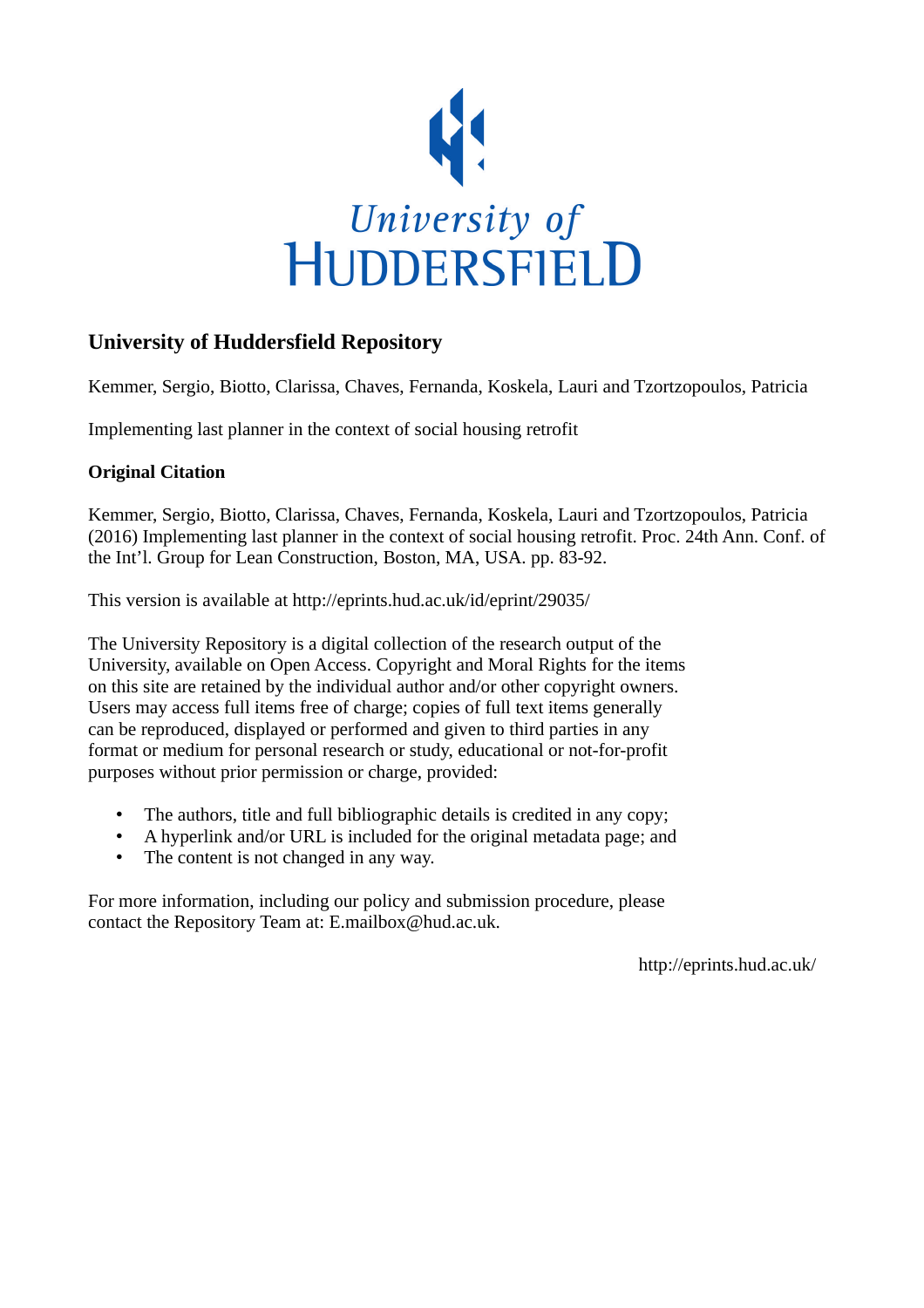# University of Huddersfield Repository

Kemmer, Sergio, Biotto, Clarissa, Chaves, Fernanda, Koskela, Lauri and Tzortzopoulos, Patricia

Implementing last planner in the context of social housing retrofit

**Original Citation**

Kemmer, Sergio, Biotto, Clarissa, Chaves, Fernanda, Koskela, Lauri and Tzortzopoulos, Patricia (2016) Implementing last planner in the context of social housing retrofit. Proc. 24th Ann. Conf. of the Int'l. Group for Lean Construction, Boston, MA, USA. pp. 83-92.

This version is available at http://eprints.hud.ac.uk/id/eprint/29035/

The University Repository is a digital collection of the research output of the University, available on Open Access. Copyright and Moral Rights for the items on this site are retained by the individual author and/or other copyright owners. Users may access full items free of charge; copies of full text items generally can be reproduced, displayed or performed and given to third parties in any format or medium for personal research or study, educational or not-for-profit purposes without prior permission or charge, provided:

- The authors, title and full bibliographic details is credited in any copy;
- A hyperlink and/or URL is included for the original metadata page; and
- The content is not changed in any way.

For more information, including our policy and submission procedure, please contact the Repository Team at: E.mailbox@hud.ac.uk.

http://eprints.hud.ac.uk/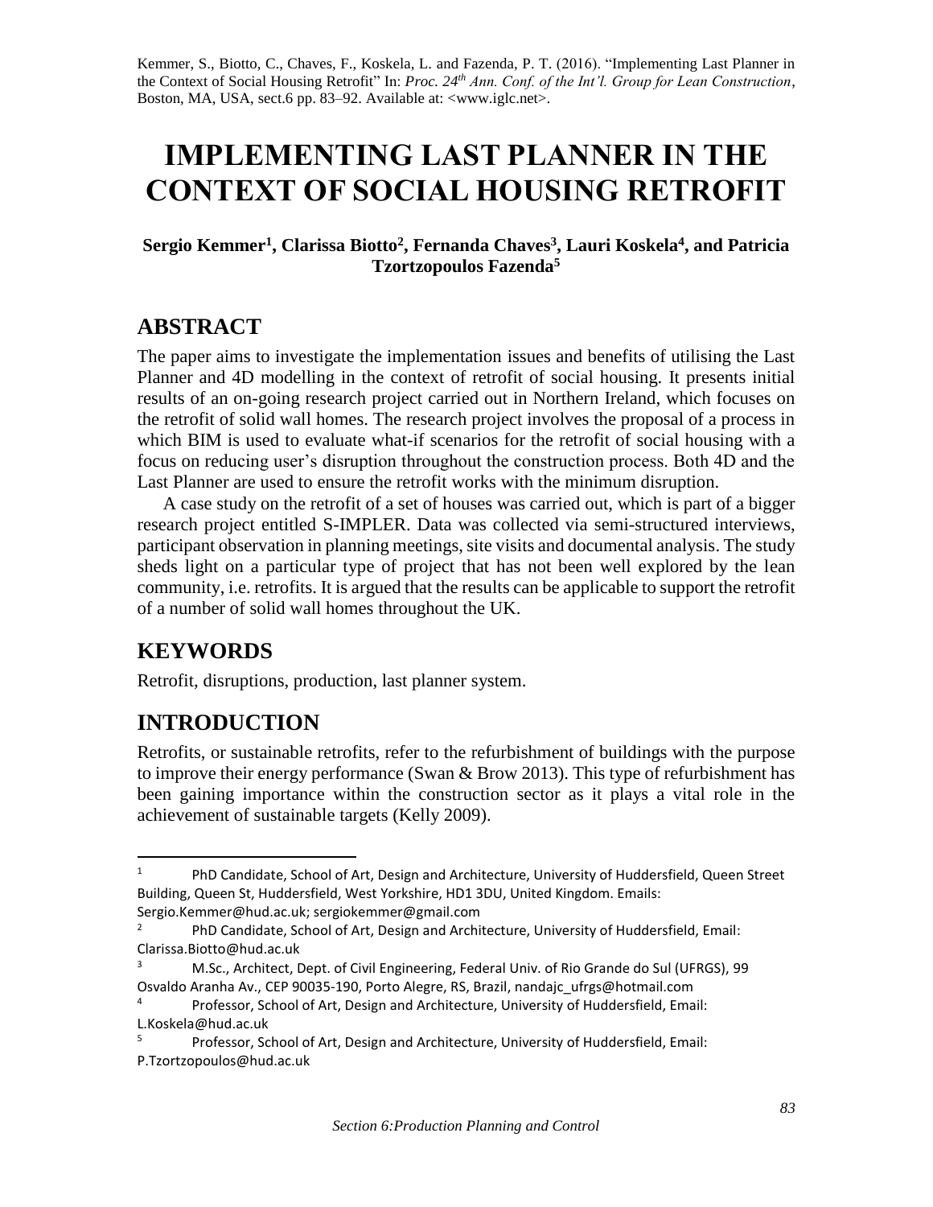Kemmer, S., Biotto, C., Chaves, F., Koskela, L. and Fazenda, P. T. (2016). "Implementing Last Planner in the Context of Social Housing Retrofit" In: *Proc. 24th Ann. Conf. of the Int'l. Group for Lean Construction*, Boston, MA, USA, sect.6 pp. 83–92. Available at: <www.iglc.net>.

# IMPLEMENTING LAST PLANNER IN THE CONTEXT OF SOCIAL HOUSING RETROFIT

**Sergio Kemmer[1], Clarissa Biotto[2], Fernanda Chaves[3], Lauri Koskela[4], and Patricia Tzortzopoulos Fazenda[5]**

## ABSTRACT

The paper aims to investigate the implementation issues and benefits of utilising the Last Planner and 4D modelling in the context of retrofit of social housing. It presents initial results of an on-going research project carried out in Northern Ireland, which focuses on the retrofit of solid wall homes. The research project involves the proposal of a process in which BIM is used to evaluate what-if scenarios for the retrofit of social housing with a focus on reducing user's disruption throughout the construction process. Both 4D and the Last Planner are used to ensure the retrofit works with the minimum disruption.

A case study on the retrofit of a set of houses was carried out, which is part of a bigger research project entitled S-IMPLER. Data was collected via semi-structured interviews, participant observation in planning meetings, site visits and documental analysis. The study sheds light on a particular type of project that has not been well explored by the lean community, i.e. retrofits. It is argued that the results can be applicable to support the retrofit of a number of solid wall homes throughout the UK.

## KEYWORDS

Retrofit, disruptions, production, last planner system.

## INTRODUCTION

Retrofits, or sustainable retrofits, refer to the refurbishment of buildings with the purpose to improve their energy performance (Swan & Brow 2013). This type of refurbishment has been gaining importance within the construction sector as it plays a vital role in the achievement of sustainable targets (Kelly 2009).

---

[1] PhD Candidate, School of Art, Design and Architecture, University of Huddersfield, Queen Street Building, Queen St, Huddersfield, West Yorkshire, HD1 3DU, United Kingdom. Emails: Sergio.Kemmer@hud.ac.uk; sergiokemmer@gmail.com

[2] PhD Candidate, School of Art, Design and Architecture, University of Huddersfield, Email: Clarissa.Biotto@hud.ac.uk

[3] M.Sc., Architect, Dept. of Civil Engineering, Federal Univ. of Rio Grande do Sul (UFRGS), 99 Osvaldo Aranha Av., CEP 90035-190, Porto Alegre, RS, Brazil, nandajc_ufrgs@hotmail.com

[4] Professor, School of Art, Design and Architecture, University of Huddersfield, Email: L.Koskela@hud.ac.uk

[5] Professor, School of Art, Design and Architecture, University of Huddersfield, Email: P.Tzortzopoulos@hud.ac.uk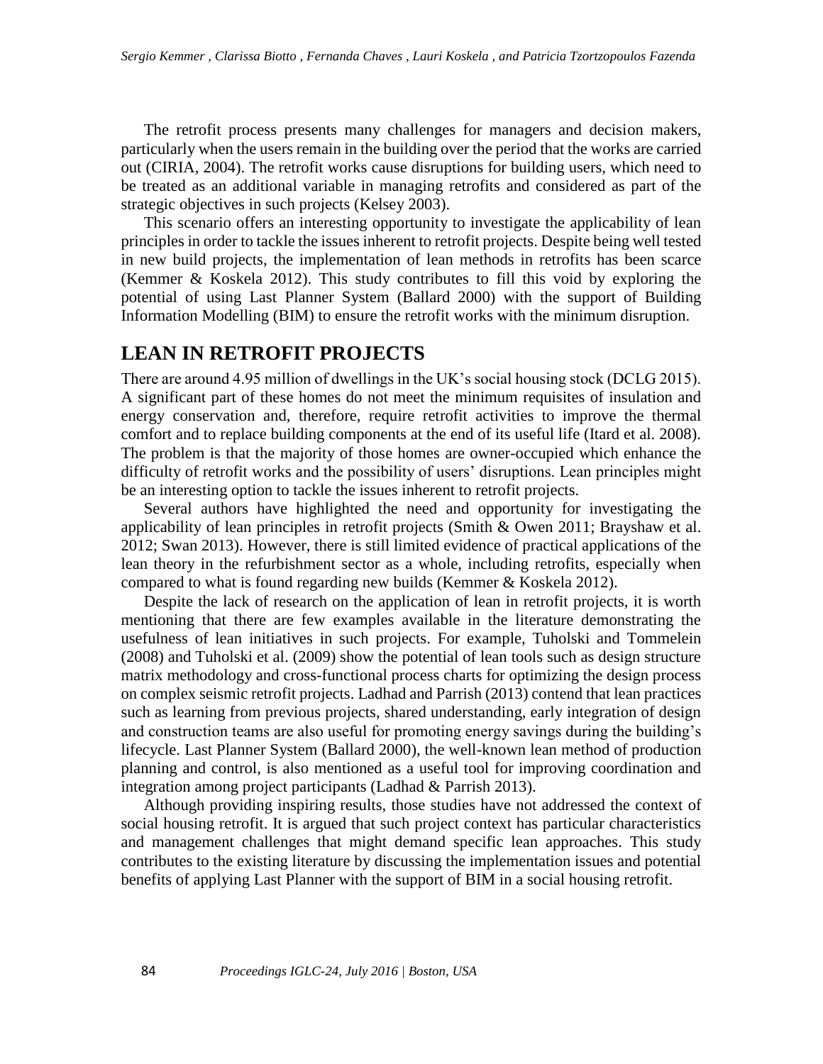The retrofit process presents many challenges for managers and decision makers, particularly when the users remain in the building over the period that the works are carried out (CIRIA, 2004). The retrofit works cause disruptions for building users, which need to be treated as an additional variable in managing retrofits and considered as part of the strategic objectives in such projects (Kelsey 2003).

This scenario offers an interesting opportunity to investigate the applicability of lean principles in order to tackle the issues inherent to retrofit projects. Despite being well tested in new build projects, the implementation of lean methods in retrofits has been scarce (Kemmer & Koskela 2012). This study contributes to fill this void by exploring the potential of using Last Planner System (Ballard 2000) with the support of Building Information Modelling (BIM) to ensure the retrofit works with the minimum disruption.

## LEAN IN RETROFIT PROJECTS

There are around 4.95 million of dwellings in the UK's social housing stock (DCLG 2015). A significant part of these homes do not meet the minimum requisites of insulation and energy conservation and, therefore, require retrofit activities to improve the thermal comfort and to replace building components at the end of its useful life (Itard et al. 2008). The problem is that the majority of those homes are owner-occupied which enhance the difficulty of retrofit works and the possibility of users' disruptions. Lean principles might be an interesting option to tackle the issues inherent to retrofit projects.

Several authors have highlighted the need and opportunity for investigating the applicability of lean principles in retrofit projects (Smith & Owen 2011; Brayshaw et al. 2012; Swan 2013). However, there is still limited evidence of practical applications of the lean theory in the refurbishment sector as a whole, including retrofits, especially when compared to what is found regarding new builds (Kemmer & Koskela 2012).

Despite the lack of research on the application of lean in retrofit projects, it is worth mentioning that there are few examples available in the literature demonstrating the usefulness of lean initiatives in such projects. For example, Tuholski and Tommelein (2008) and Tuholski et al. (2009) show the potential of lean tools such as design structure matrix methodology and cross-functional process charts for optimizing the design process on complex seismic retrofit projects. Ladhad and Parrish (2013) contend that lean practices such as learning from previous projects, shared understanding, early integration of design and construction teams are also useful for promoting energy savings during the building's lifecycle. Last Planner System (Ballard 2000), the well-known lean method of production planning and control, is also mentioned as a useful tool for improving coordination and integration among project participants (Ladhad & Parrish 2013).

Although providing inspiring results, those studies have not addressed the context of social housing retrofit. It is argued that such project context has particular characteristics and management challenges that might demand specific lean approaches. This study contributes to the existing literature by discussing the implementation issues and potential benefits of applying Last Planner with the support of BIM in a social housing retrofit.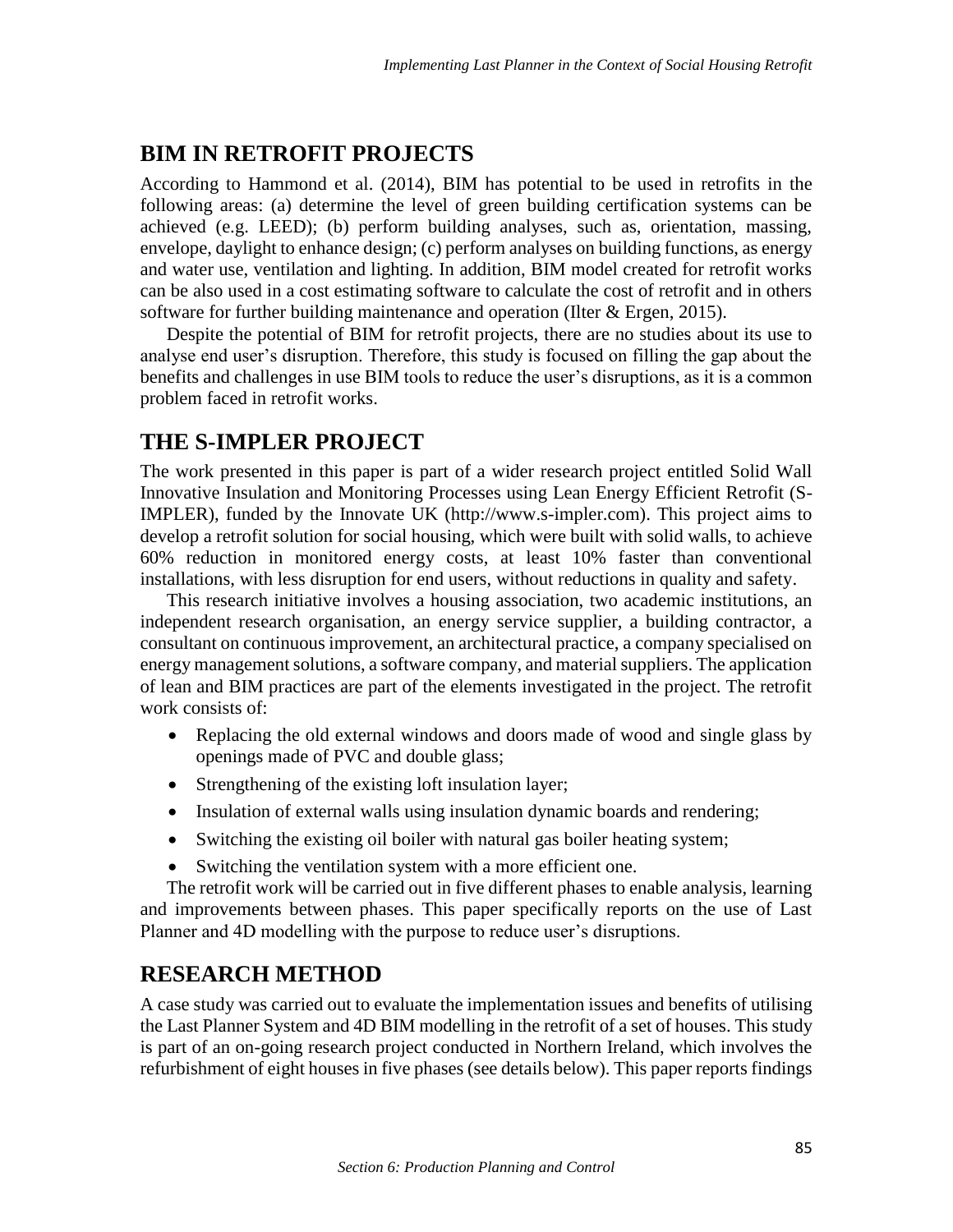## BIM IN RETROFIT PROJECTS

According to Hammond et al. (2014), BIM has potential to be used in retrofits in the following areas: (a) determine the level of green building certification systems can be achieved (e.g. LEED); (b) perform building analyses, such as, orientation, massing, envelope, daylight to enhance design; (c) perform analyses on building functions, as energy and water use, ventilation and lighting. In addition, BIM model created for retrofit works can be also used in a cost estimating software to calculate the cost of retrofit and in others software for further building maintenance and operation (Ilter & Ergen, 2015).

Despite the potential of BIM for retrofit projects, there are no studies about its use to analyse end user's disruption. Therefore, this study is focused on filling the gap about the benefits and challenges in use BIM tools to reduce the user's disruptions, as it is a common problem faced in retrofit works.

## THE S-IMPLER PROJECT

The work presented in this paper is part of a wider research project entitled Solid Wall Innovative Insulation and Monitoring Processes using Lean Energy Efficient Retrofit (S-IMPLER), funded by the Innovate UK (http://www.s-impler.com). This project aims to develop a retrofit solution for social housing, which were built with solid walls, to achieve 60% reduction in monitored energy costs, at least 10% faster than conventional installations, with less disruption for end users, without reductions in quality and safety.

This research initiative involves a housing association, two academic institutions, an independent research organisation, an energy service supplier, a building contractor, a consultant on continuous improvement, an architectural practice, a company specialised on energy management solutions, a software company, and material suppliers. The application of lean and BIM practices are part of the elements investigated in the project. The retrofit work consists of:

- Replacing the old external windows and doors made of wood and single glass by openings made of PVC and double glass;
- Strengthening of the existing loft insulation layer;
- Insulation of external walls using insulation dynamic boards and rendering;
- Switching the existing oil boiler with natural gas boiler heating system;
- Switching the ventilation system with a more efficient one.

The retrofit work will be carried out in five different phases to enable analysis, learning and improvements between phases. This paper specifically reports on the use of Last Planner and 4D modelling with the purpose to reduce user's disruptions.

## RESEARCH METHOD

A case study was carried out to evaluate the implementation issues and benefits of utilising the Last Planner System and 4D BIM modelling in the retrofit of a set of houses. This study is part of an on-going research project conducted in Northern Ireland, which involves the refurbishment of eight houses in five phases (see details below). This paper reports findings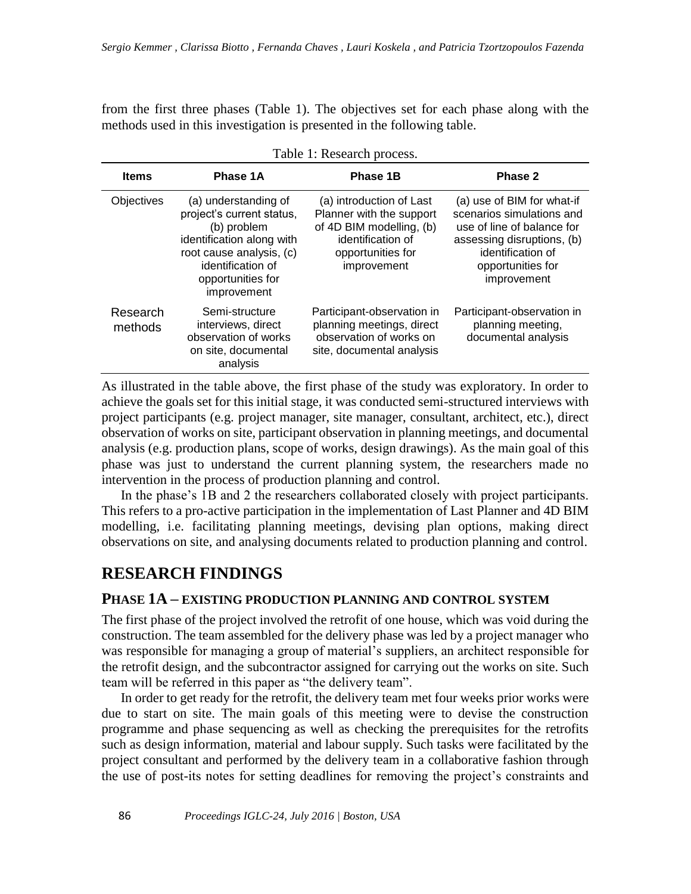from the first three phases (Table 1). The objectives set for each phase along with the methods used in this investigation is presented in the following table.

Table 1: Research process.

| Items | Phase 1A | Phase 1B | Phase 2 |
|---|---|---|---|
| Objectives | (a) understanding of project's current status, (b) problem identification along with root cause analysis, (c) identification of opportunities for improvement | (a) introduction of Last Planner with the support of 4D BIM modelling, (b) identification of opportunities for improvement | (a) use of BIM for what-if scenarios simulations and use of line of balance for assessing disruptions, (b) identification of opportunities for improvement |
| Research methods | Semi-structure interviews, direct observation of works on site, documental analysis | Participant-observation in planning meetings, direct observation of works on site, documental analysis | Participant-observation in planning meeting, documental analysis |

As illustrated in the table above, the first phase of the study was exploratory. In order to achieve the goals set for this initial stage, it was conducted semi-structured interviews with project participants (e.g. project manager, site manager, consultant, architect, etc.), direct observation of works on site, participant observation in planning meetings, and documental analysis (e.g. production plans, scope of works, design drawings). As the main goal of this phase was just to understand the current planning system, the researchers made no intervention in the process of production planning and control.

In the phase's 1B and 2 the researchers collaborated closely with project participants. This refers to a pro-active participation in the implementation of Last Planner and 4D BIM modelling, i.e. facilitating planning meetings, devising plan options, making direct observations on site, and analysing documents related to production planning and control.

# RESEARCH FINDINGS

## PHASE 1A – EXISTING PRODUCTION PLANNING AND CONTROL SYSTEM

The first phase of the project involved the retrofit of one house, which was void during the construction. The team assembled for the delivery phase was led by a project manager who was responsible for managing a group of material's suppliers, an architect responsible for the retrofit design, and the subcontractor assigned for carrying out the works on site. Such team will be referred in this paper as "the delivery team".

In order to get ready for the retrofit, the delivery team met four weeks prior works were due to start on site. The main goals of this meeting were to devise the construction programme and phase sequencing as well as checking the prerequisites for the retrofits such as design information, material and labour supply. Such tasks were facilitated by the project consultant and performed by the delivery team in a collaborative fashion through the use of post-its notes for setting deadlines for removing the project's constraints and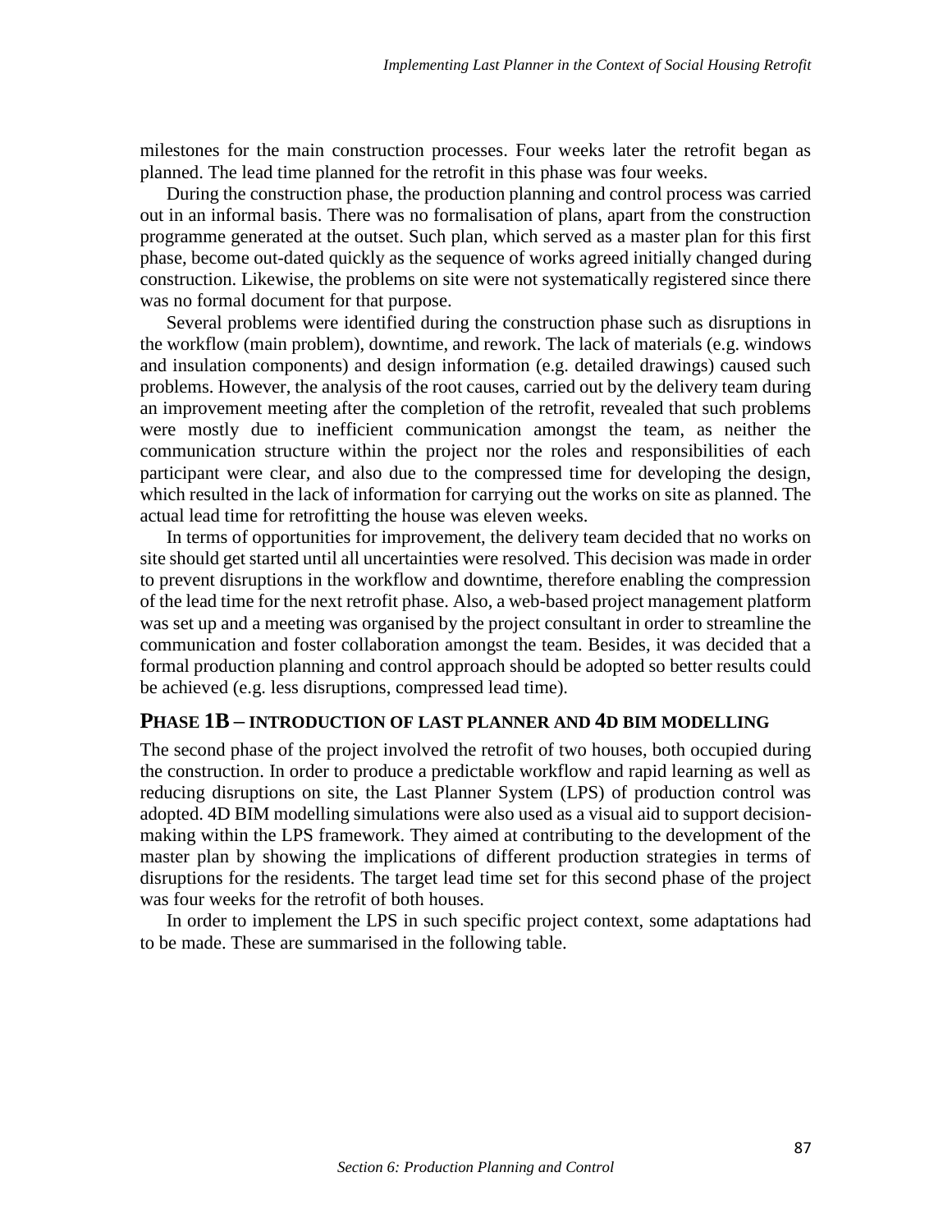milestones for the main construction processes. Four weeks later the retrofit began as planned. The lead time planned for the retrofit in this phase was four weeks.

During the construction phase, the production planning and control process was carried out in an informal basis. There was no formalisation of plans, apart from the construction programme generated at the outset. Such plan, which served as a master plan for this first phase, become out-dated quickly as the sequence of works agreed initially changed during construction. Likewise, the problems on site were not systematically registered since there was no formal document for that purpose.

Several problems were identified during the construction phase such as disruptions in the workflow (main problem), downtime, and rework. The lack of materials (e.g. windows and insulation components) and design information (e.g. detailed drawings) caused such problems. However, the analysis of the root causes, carried out by the delivery team during an improvement meeting after the completion of the retrofit, revealed that such problems were mostly due to inefficient communication amongst the team, as neither the communication structure within the project nor the roles and responsibilities of each participant were clear, and also due to the compressed time for developing the design, which resulted in the lack of information for carrying out the works on site as planned. The actual lead time for retrofitting the house was eleven weeks.

In terms of opportunities for improvement, the delivery team decided that no works on site should get started until all uncertainties were resolved. This decision was made in order to prevent disruptions in the workflow and downtime, therefore enabling the compression of the lead time for the next retrofit phase. Also, a web-based project management platform was set up and a meeting was organised by the project consultant in order to streamline the communication and foster collaboration amongst the team. Besides, it was decided that a formal production planning and control approach should be adopted so better results could be achieved (e.g. less disruptions, compressed lead time).

## PHASE 1B – INTRODUCTION OF LAST PLANNER AND 4D BIM MODELLING

The second phase of the project involved the retrofit of two houses, both occupied during the construction. In order to produce a predictable workflow and rapid learning as well as reducing disruptions on site, the Last Planner System (LPS) of production control was adopted. 4D BIM modelling simulations were also used as a visual aid to support decision-making within the LPS framework. They aimed at contributing to the development of the master plan by showing the implications of different production strategies in terms of disruptions for the residents. The target lead time set for this second phase of the project was four weeks for the retrofit of both houses.

In order to implement the LPS in such specific project context, some adaptations had to be made. These are summarised in the following table.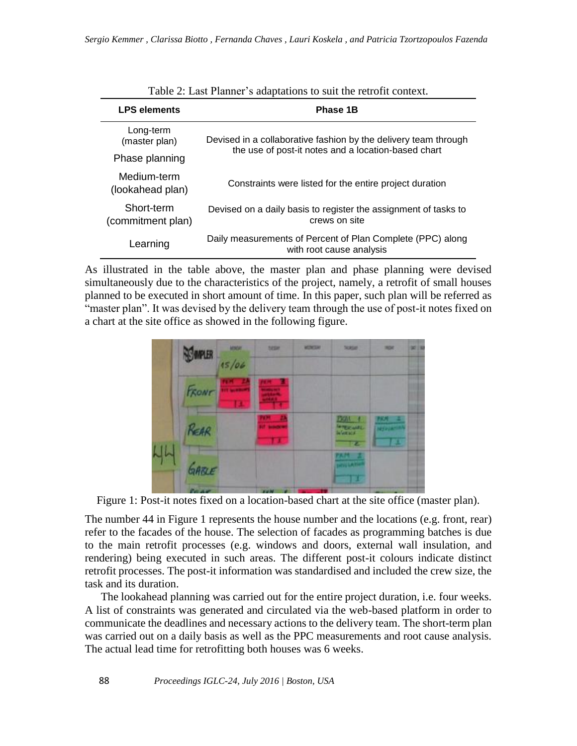Table 2: Last Planner's adaptations to suit the retrofit context.

| LPS elements | Phase 1B |
| --- | --- |
| Long-term (master plan) | Devised in a collaborative fashion by the delivery team through the use of post-it notes and a location-based chart |
| Phase planning | |
| Medium-term (lookahead plan) | Constraints were listed for the entire project duration |
| Short-term (commitment plan) | Devised on a daily basis to register the assignment of tasks to crews on site |
| Learning | Daily measurements of Percent of Plan Complete (PPC) along with root cause analysis |

As illustrated in the table above, the master plan and phase planning were devised simultaneously due to the characteristics of the project, namely, a retrofit of small houses planned to be executed in short amount of time. In this paper, such plan will be referred as "master plan". It was devised by the delivery team through the use of post-it notes fixed on a chart at the site office as showed in the following figure.

Figure 1: Post-it notes fixed on a location-based chart at the site office (master plan).

The number 44 in Figure 1 represents the house number and the locations (e.g. front, rear) refer to the facades of the house. The selection of facades as programming batches is due to the main retrofit processes (e.g. windows and doors, external wall insulation, and rendering) being executed in such areas. The different post-it colours indicate distinct retrofit processes. The post-it information was standardised and included the crew size, the task and its duration.

The lookahead planning was carried out for the entire project duration, i.e. four weeks. A list of constraints was generated and circulated via the web-based platform in order to communicate the deadlines and necessary actions to the delivery team. The short-term plan was carried out on a daily basis as well as the PPC measurements and root cause analysis. The actual lead time for retrofitting both houses was 6 weeks.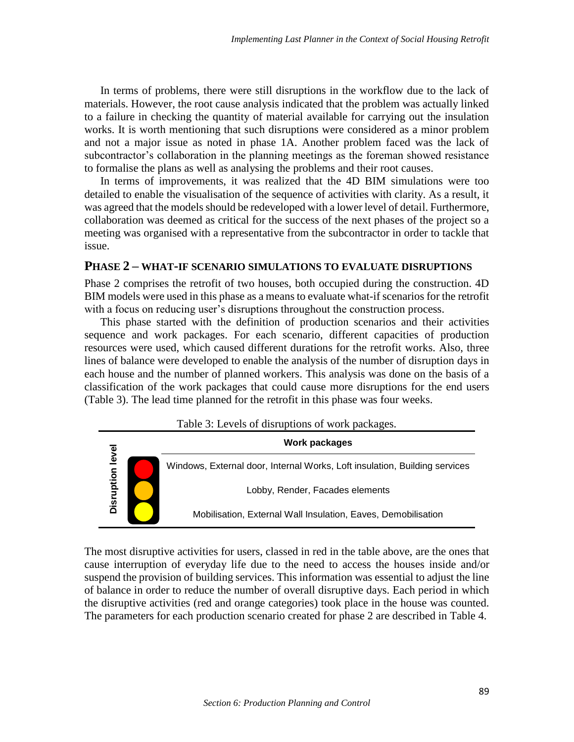In terms of problems, there were still disruptions in the workflow due to the lack of materials. However, the root cause analysis indicated that the problem was actually linked to a failure in checking the quantity of material available for carrying out the insulation works. It is worth mentioning that such disruptions were considered as a minor problem and not a major issue as noted in phase 1A. Another problem faced was the lack of subcontractor's collaboration in the planning meetings as the foreman showed resistance to formalise the plans as well as analysing the problems and their root causes.

In terms of improvements, it was realized that the 4D BIM simulations were too detailed to enable the visualisation of the sequence of activities with clarity. As a result, it was agreed that the models should be redeveloped with a lower level of detail. Furthermore, collaboration was deemed as critical for the success of the next phases of the project so a meeting was organised with a representative from the subcontractor in order to tackle that issue.

## PHASE 2 – WHAT-IF SCENARIO SIMULATIONS TO EVALUATE DISRUPTIONS

Phase 2 comprises the retrofit of two houses, both occupied during the construction. 4D BIM models were used in this phase as a means to evaluate what-if scenarios for the retrofit with a focus on reducing user's disruptions throughout the construction process.

This phase started with the definition of production scenarios and their activities sequence and work packages. For each scenario, different capacities of production resources were used, which caused different durations for the retrofit works. Also, three lines of balance were developed to enable the analysis of the number of disruption days in each house and the number of planned workers. This analysis was done on the basis of a classification of the work packages that could cause more disruptions for the end users (Table 3). The lead time planned for the retrofit in this phase was four weeks.

Table 3: Levels of disruptions of work packages.

| Disruption level | Work packages |
|---|---|
| Red | Windows, External door, Internal Works, Loft insulation, Building services |
| Orange | Lobby, Render, Facades elements |
| Yellow | Mobilisation, External Wall Insulation, Eaves, Demobilisation |

The most disruptive activities for users, classed in red in the table above, are the ones that cause interruption of everyday life due to the need to access the houses inside and/or suspend the provision of building services. This information was essential to adjust the line of balance in order to reduce the number of overall disruptive days. Each period in which the disruptive activities (red and orange categories) took place in the house was counted. The parameters for each production scenario created for phase 2 are described in Table 4.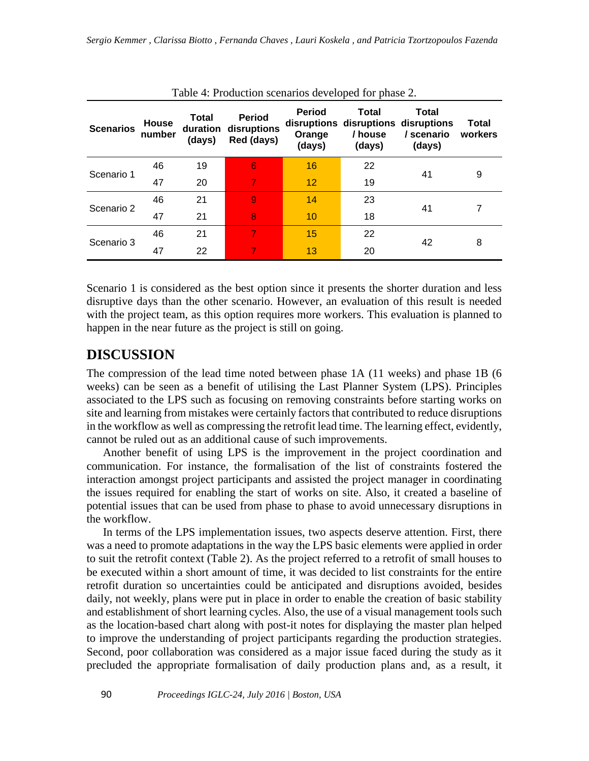Table 4: Production scenarios developed for phase 2.

| Scenarios | House number | Total duration (days) | Period disruptions Red (days) | Period disruptions Orange (days) | Total disruptions / house (days) | Total disruptions / scenario (days) | Total workers |
|---|---|---|---|---|---|---|---|
| Scenario 1 | 46 | 19 | 6 | 16 | 22 | 41 | 9 |
| | 47 | 20 | 7 | 12 | 19 | | |
| Scenario 2 | 46 | 21 | 9 | 14 | 23 | 41 | 7 |
| | 47 | 21 | 8 | 10 | 18 | | |
| Scenario 3 | 46 | 21 | 7 | 15 | 22 | 42 | 8 |
| | 47 | 22 | 7 | 13 | 20 | | |

Scenario 1 is considered as the best option since it presents the shorter duration and less disruptive days than the other scenario. However, an evaluation of this result is needed with the project team, as this option requires more workers. This evaluation is planned to happen in the near future as the project is still on going.

# DISCUSSION

The compression of the lead time noted between phase 1A (11 weeks) and phase 1B (6 weeks) can be seen as a benefit of utilising the Last Planner System (LPS). Principles associated to the LPS such as focusing on removing constraints before starting works on site and learning from mistakes were certainly factors that contributed to reduce disruptions in the workflow as well as compressing the retrofit lead time. The learning effect, evidently, cannot be ruled out as an additional cause of such improvements.

Another benefit of using LPS is the improvement in the project coordination and communication. For instance, the formalisation of the list of constraints fostered the interaction amongst project participants and assisted the project manager in coordinating the issues required for enabling the start of works on site. Also, it created a baseline of potential issues that can be used from phase to phase to avoid unnecessary disruptions in the workflow.

In terms of the LPS implementation issues, two aspects deserve attention. First, there was a need to promote adaptations in the way the LPS basic elements were applied in order to suit the retrofit context (Table 2). As the project referred to a retrofit of small houses to be executed within a short amount of time, it was decided to list constraints for the entire retrofit duration so uncertainties could be anticipated and disruptions avoided, besides daily, not weekly, plans were put in place in order to enable the creation of basic stability and establishment of short learning cycles. Also, the use of a visual management tools such as the location-based chart along with post-it notes for displaying the master plan helped to improve the understanding of project participants regarding the production strategies. Second, poor collaboration was considered as a major issue faced during the study as it precluded the appropriate formalisation of daily production plans and, as a result, it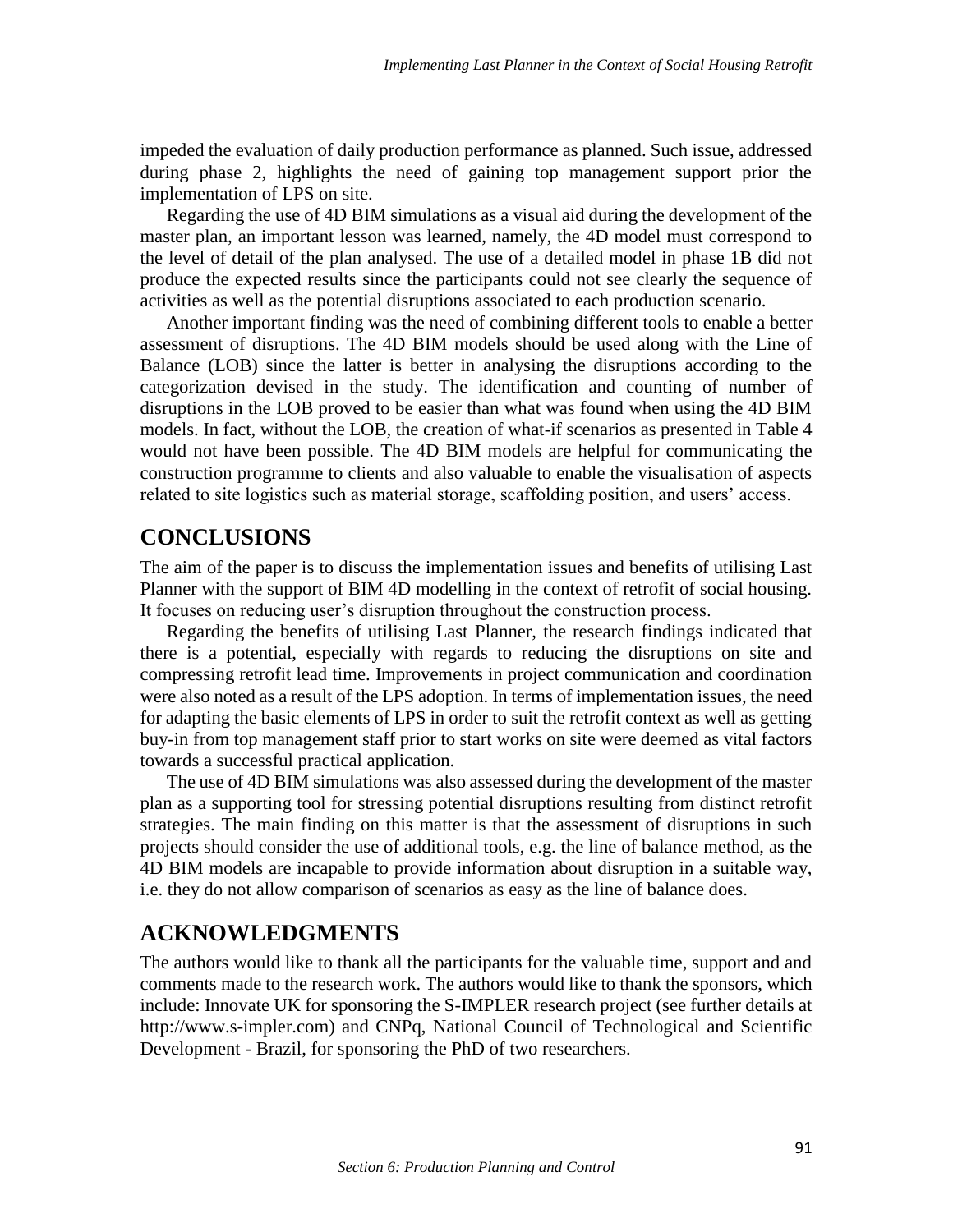impeded the evaluation of daily production performance as planned. Such issue, addressed during phase 2, highlights the need of gaining top management support prior the implementation of LPS on site.

Regarding the use of 4D BIM simulations as a visual aid during the development of the master plan, an important lesson was learned, namely, the 4D model must correspond to the level of detail of the plan analysed. The use of a detailed model in phase 1B did not produce the expected results since the participants could not see clearly the sequence of activities as well as the potential disruptions associated to each production scenario.

Another important finding was the need of combining different tools to enable a better assessment of disruptions. The 4D BIM models should be used along with the Line of Balance (LOB) since the latter is better in analysing the disruptions according to the categorization devised in the study. The identification and counting of number of disruptions in the LOB proved to be easier than what was found when using the 4D BIM models. In fact, without the LOB, the creation of what-if scenarios as presented in Table 4 would not have been possible. The 4D BIM models are helpful for communicating the construction programme to clients and also valuable to enable the visualisation of aspects related to site logistics such as material storage, scaffolding position, and users' access.

## CONCLUSIONS

The aim of the paper is to discuss the implementation issues and benefits of utilising Last Planner with the support of BIM 4D modelling in the context of retrofit of social housing. It focuses on reducing user's disruption throughout the construction process.

Regarding the benefits of utilising Last Planner, the research findings indicated that there is a potential, especially with regards to reducing the disruptions on site and compressing retrofit lead time. Improvements in project communication and coordination were also noted as a result of the LPS adoption. In terms of implementation issues, the need for adapting the basic elements of LPS in order to suit the retrofit context as well as getting buy-in from top management staff prior to start works on site were deemed as vital factors towards a successful practical application.

The use of 4D BIM simulations was also assessed during the development of the master plan as a supporting tool for stressing potential disruptions resulting from distinct retrofit strategies. The main finding on this matter is that the assessment of disruptions in such projects should consider the use of additional tools, e.g. the line of balance method, as the 4D BIM models are incapable to provide information about disruption in a suitable way, i.e. they do not allow comparison of scenarios as easy as the line of balance does.

## ACKNOWLEDGMENTS

The authors would like to thank all the participants for the valuable time, support and and comments made to the research work. The authors would like to thank the sponsors, which include: Innovate UK for sponsoring the S-IMPLER research project (see further details at http://www.s-impler.com) and CNPq, National Council of Technological and Scientific Development - Brazil, for sponsoring the PhD of two researchers.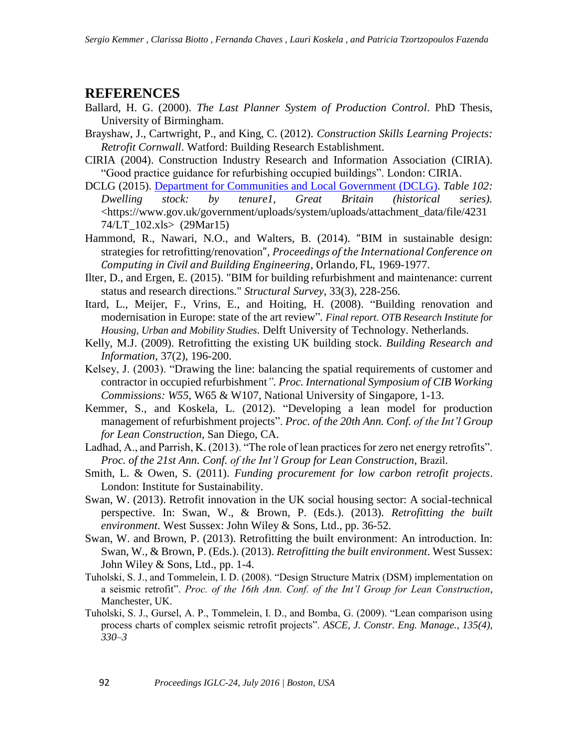## REFERENCES

Ballard, H. G. (2000). *The Last Planner System of Production Control*. PhD Thesis, University of Birmingham.

Brayshaw, J., Cartwright, P., and King, C. (2012). *Construction Skills Learning Projects: Retrofit Cornwall*. Watford: Building Research Establishment.

CIRIA (2004). Construction Industry Research and Information Association (CIRIA). "Good practice guidance for refurbishing occupied buildings". London: CIRIA.

DCLG (2015). Department for Communities and Local Government (DCLG). *Table 102: Dwelling stock: by tenure1, Great Britain (historical series).* <https://www.gov.uk/government/uploads/system/uploads/attachment_data/file/423174/LT_102.xls> (29Mar15)

Hammond, R., Nawari, N.O., and Walters, B. (2014). "BIM in sustainable design: strategies for retrofitting/renovation", *Proceedings of the International Conference on Computing in Civil and Building Engineering*, Orlando, FL, 1969-1977.

Ilter, D., and Ergen, E. (2015). "BIM for building refurbishment and maintenance: current status and research directions." *Structural Survey*, 33(3), 228-256.

Itard, L., Meijer, F., Vrins, E., and Hoiting, H. (2008). "Building renovation and modernisation in Europe: state of the art review". *Final report. OTB Research Institute for Housing, Urban and Mobility Studies.* Delft University of Technology. Netherlands.

Kelly, M.J. (2009). Retrofitting the existing UK building stock. *Building Research and Information*, 37(2), 196-200.

Kelsey, J. (2003). "Drawing the line: balancing the spatial requirements of customer and contractor in occupied refurbishment*". Proc. International Symposium of CIB Working Commissions: W55*, W65 & W107, National University of Singapore, 1-13.

Kemmer, S., and Koskela, L. (2012). "Developing a lean model for production management of refurbishment projects". *Proc. of the 20th Ann. Conf. of the Int'l Group for Lean Construction*, San Diego, CA.

Ladhad, A., and Parrish, K. (2013). "The role of lean practices for zero net energy retrofits". *Proc. of the 21st Ann. Conf. of the Int'l Group for Lean Construction*, Brazil.

Smith, L. & Owen, S. (2011). *Funding procurement for low carbon retrofit projects*. London: Institute for Sustainability.

Swan, W. (2013). Retrofit innovation in the UK social housing sector: A social-technical perspective. In: Swan, W., & Brown, P. (Eds.). (2013). *Retrofitting the built environment*. West Sussex: John Wiley & Sons, Ltd., pp. 36-52.

Swan, W. and Brown, P. (2013). Retrofitting the built environment: An introduction. In: Swan, W., & Brown, P. (Eds.). (2013). *Retrofitting the built environment*. West Sussex: John Wiley & Sons, Ltd., pp. 1-4.

Tuholski, S. J., and Tommelein, I. D. (2008). "Design Structure Matrix (DSM) implementation on a seismic retrofit". *Proc. of the 16th Ann. Conf. of the Int'l Group for Lean Construction*, Manchester, UK.

Tuholski, S. J., Gursel, A. P., Tommelein, I. D., and Bomba, G. (2009). "Lean comparison using process charts of complex seismic retrofit projects". *ASCE, J. Constr. Eng. Manage., 135(4), 330–3*